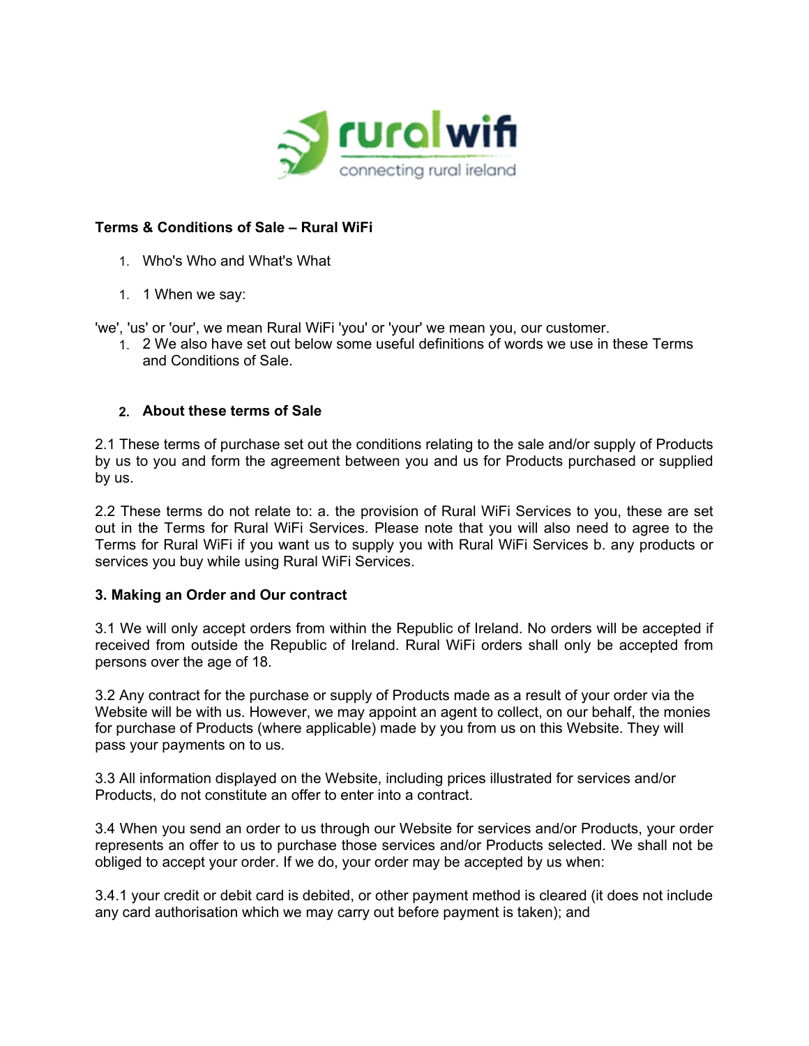**Terms & Conditions of Sale – Rural WiFi**

1. Who's Who and What's What

1. 1 When we say:

'we', 'us' or 'our', we mean Rural WiFi 'you' or 'your' we mean you, our customer.

1. 2 We also have set out below some useful definitions of words we use in these Terms and Conditions of Sale.

**2. About these terms of Sale**

2.1 These terms of purchase set out the conditions relating to the sale and/or supply of Products by us to you and form the agreement between you and us for Products purchased or supplied by us.

2.2 These terms do not relate to: a. the provision of Rural WiFi Services to you, these are set out in the Terms for Rural WiFi Services. Please note that you will also need to agree to the Terms for Rural WiFi if you want us to supply you with Rural WiFi Services b. any products or services you buy while using Rural WiFi Services.

**3. Making an Order and Our contract**

3.1 We will only accept orders from within the Republic of Ireland. No orders will be accepted if received from outside the Republic of Ireland. Rural WiFi orders shall only be accepted from persons over the age of 18.

3.2 Any contract for the purchase or supply of Products made as a result of your order via the Website will be with us. However, we may appoint an agent to collect, on our behalf, the monies for purchase of Products (where applicable) made by you from us on this Website. They will pass your payments on to us.

3.3 All information displayed on the Website, including prices illustrated for services and/or Products, do not constitute an offer to enter into a contract.

3.4 When you send an order to us through our Website for services and/or Products, your order represents an offer to us to purchase those services and/or Products selected. We shall not be obliged to accept your order. If we do, your order may be accepted by us when:

3.4.1 your credit or debit card is debited, or other payment method is cleared (it does not include any card authorisation which we may carry out before payment is taken); and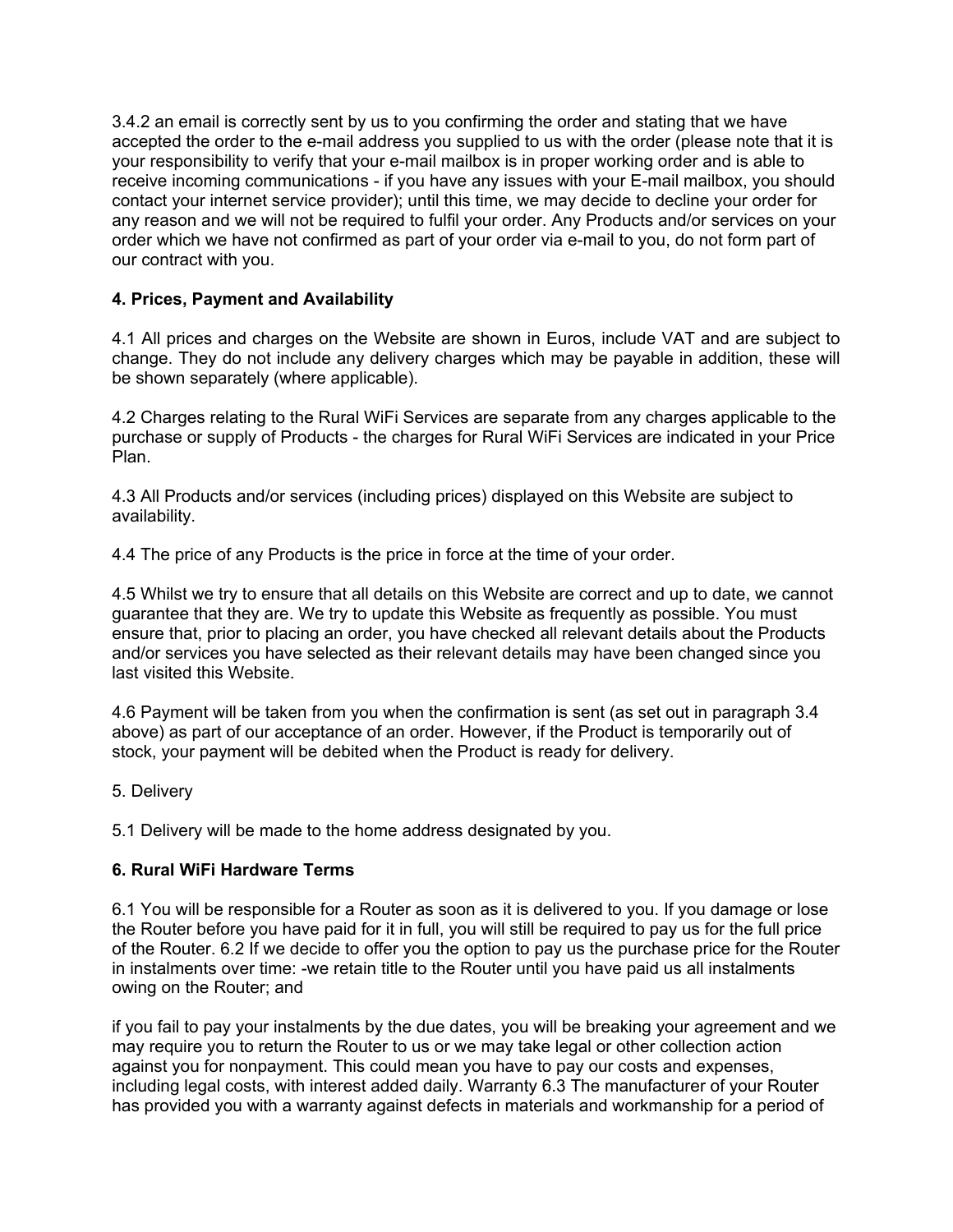3.4.2 an email is correctly sent by us to you confirming the order and stating that we have accepted the order to the e-mail address you supplied to us with the order (please note that it is your responsibility to verify that your e-mail mailbox is in proper working order and is able to receive incoming communications - if you have any issues with your E-mail mailbox, you should contact your internet service provider); until this time, we may decide to decline your order for any reason and we will not be required to fulfil your order. Any Products and/or services on your order which we have not confirmed as part of your order via e-mail to you, do not form part of our contract with you.

**4. Prices, Payment and Availability**

4.1 All prices and charges on the Website are shown in Euros, include VAT and are subject to change. They do not include any delivery charges which may be payable in addition, these will be shown separately (where applicable).

4.2 Charges relating to the Rural WiFi Services are separate from any charges applicable to the purchase or supply of Products - the charges for Rural WiFi Services are indicated in your Price Plan.

4.3 All Products and/or services (including prices) displayed on this Website are subject to availability.

4.4 The price of any Products is the price in force at the time of your order.

4.5 Whilst we try to ensure that all details on this Website are correct and up to date, we cannot guarantee that they are. We try to update this Website as frequently as possible. You must ensure that, prior to placing an order, you have checked all relevant details about the Products and/or services you have selected as their relevant details may have been changed since you last visited this Website.

4.6 Payment will be taken from you when the confirmation is sent (as set out in paragraph 3.4 above) as part of our acceptance of an order. However, if the Product is temporarily out of stock, your payment will be debited when the Product is ready for delivery.

5. Delivery

5.1 Delivery will be made to the home address designated by you.

**6. Rural WiFi Hardware Terms**

6.1 You will be responsible for a Router as soon as it is delivered to you. If you damage or lose the Router before you have paid for it in full, you will still be required to pay us for the full price of the Router. 6.2 If we decide to offer you the option to pay us the purchase price for the Router in instalments over time: -we retain title to the Router until you have paid us all instalments owing on the Router; and

if you fail to pay your instalments by the due dates, you will be breaking your agreement and we may require you to return the Router to us or we may take legal or other collection action against you for nonpayment. This could mean you have to pay our costs and expenses, including legal costs, with interest added daily. Warranty 6.3 The manufacturer of your Router has provided you with a warranty against defects in materials and workmanship for a period of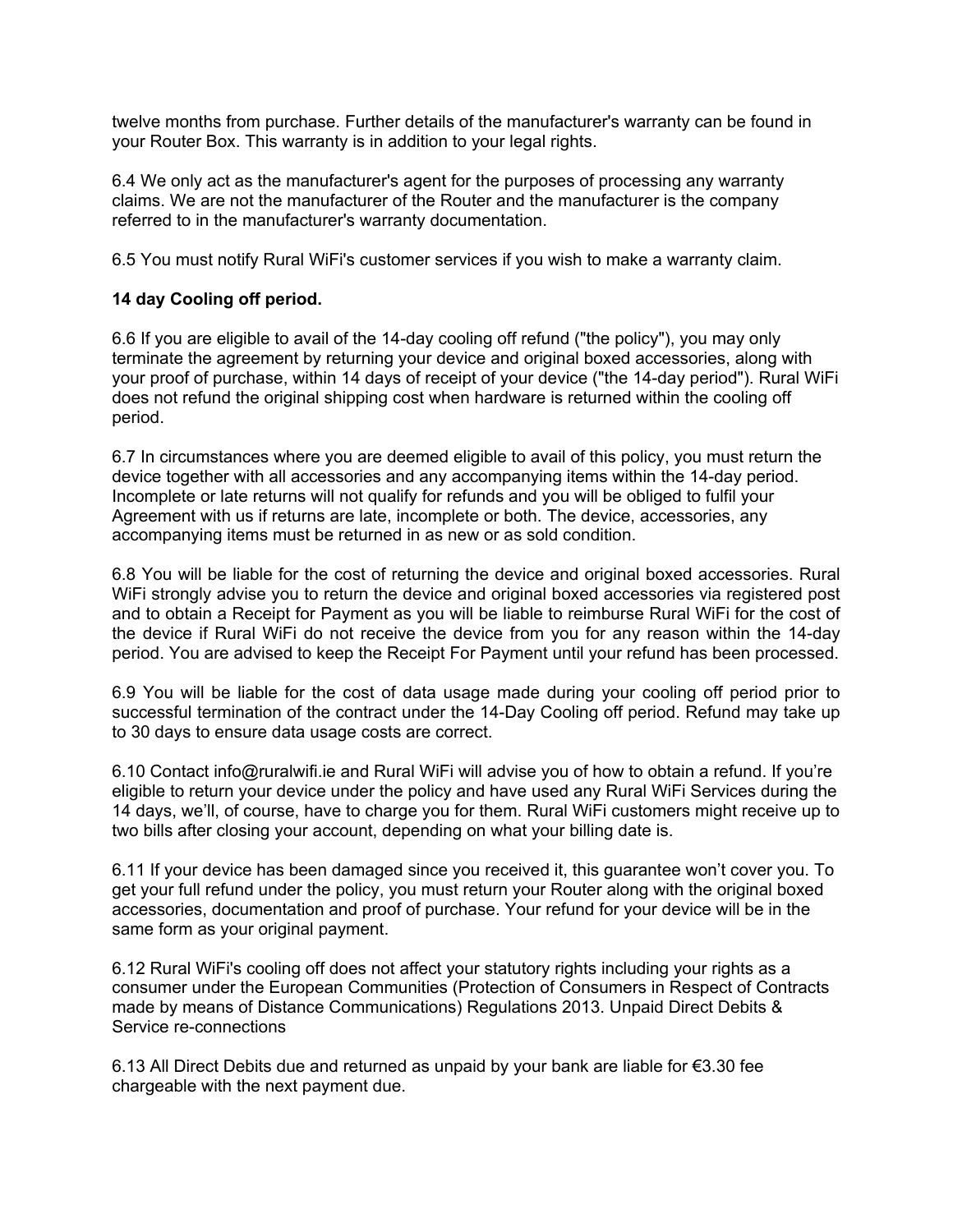twelve months from purchase. Further details of the manufacturer's warranty can be found in your Router Box. This warranty is in addition to your legal rights.

6.4 We only act as the manufacturer's agent for the purposes of processing any warranty claims. We are not the manufacturer of the Router and the manufacturer is the company referred to in the manufacturer's warranty documentation.

6.5 You must notify Rural WiFi's customer services if you wish to make a warranty claim.

**14 day Cooling off period.**

6.6 If you are eligible to avail of the 14-day cooling off refund ("the policy"), you may only terminate the agreement by returning your device and original boxed accessories, along with your proof of purchase, within 14 days of receipt of your device ("the 14-day period"). Rural WiFi does not refund the original shipping cost when hardware is returned within the cooling off period.

6.7 In circumstances where you are deemed eligible to avail of this policy, you must return the device together with all accessories and any accompanying items within the 14-day period. Incomplete or late returns will not qualify for refunds and you will be obliged to fulfil your Agreement with us if returns are late, incomplete or both. The device, accessories, any accompanying items must be returned in as new or as sold condition.

6.8 You will be liable for the cost of returning the device and original boxed accessories. Rural WiFi strongly advise you to return the device and original boxed accessories via registered post and to obtain a Receipt for Payment as you will be liable to reimburse Rural WiFi for the cost of the device if Rural WiFi do not receive the device from you for any reason within the 14-day period. You are advised to keep the Receipt For Payment until your refund has been processed.

6.9 You will be liable for the cost of data usage made during your cooling off period prior to successful termination of the contract under the 14-Day Cooling off period. Refund may take up to 30 days to ensure data usage costs are correct.

6.10 Contact info@ruralwifi.ie and Rural WiFi will advise you of how to obtain a refund. If you're eligible to return your device under the policy and have used any Rural WiFi Services during the 14 days, we'll, of course, have to charge you for them. Rural WiFi customers might receive up to two bills after closing your account, depending on what your billing date is.

6.11 If your device has been damaged since you received it, this guarantee won't cover you. To get your full refund under the policy, you must return your Router along with the original boxed accessories, documentation and proof of purchase. Your refund for your device will be in the same form as your original payment.

6.12 Rural WiFi's cooling off does not affect your statutory rights including your rights as a consumer under the European Communities (Protection of Consumers in Respect of Contracts made by means of Distance Communications) Regulations 2013. Unpaid Direct Debits & Service re-connections

6.13 All Direct Debits due and returned as unpaid by your bank are liable for €3.30 fee chargeable with the next payment due.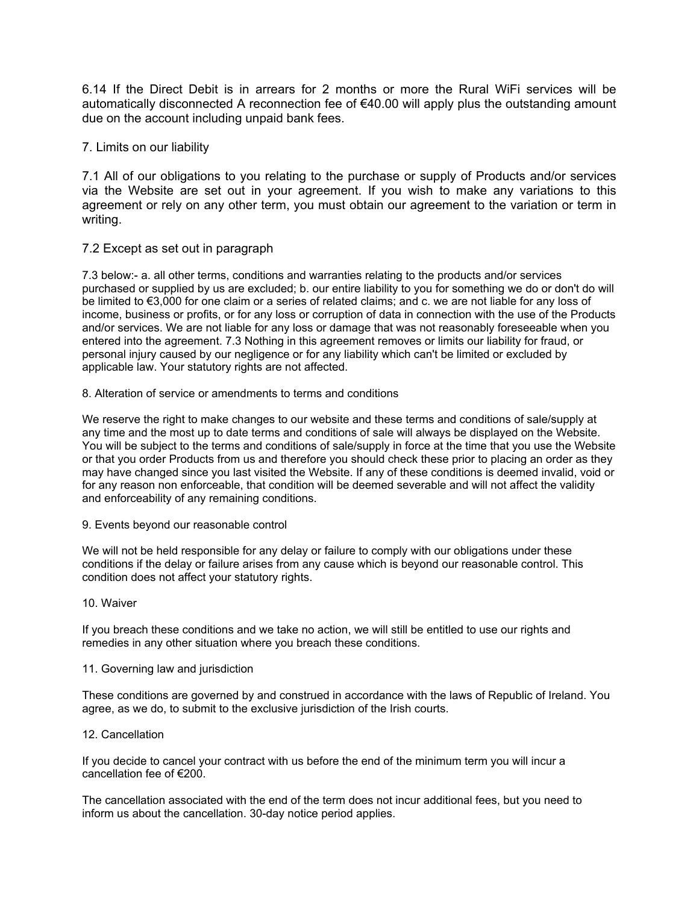6.14 If the Direct Debit is in arrears for 2 months or more the Rural WiFi services will be automatically disconnected A reconnection fee of €40.00 will apply plus the outstanding amount due on the account including unpaid bank fees.

## 7. Limits on our liability

7.1 All of our obligations to you relating to the purchase or supply of Products and/or services via the Website are set out in your agreement. If you wish to make any variations to this agreement or rely on any other term, you must obtain our agreement to the variation or term in writing.

7.2 Except as set out in paragraph

7.3 below:- a. all other terms, conditions and warranties relating to the products and/or services purchased or supplied by us are excluded; b. our entire liability to you for something we do or don't do will be limited to €3,000 for one claim or a series of related claims; and c. we are not liable for any loss of income, business or profits, or for any loss or corruption of data in connection with the use of the Products and/or services. We are not liable for any loss or damage that was not reasonably foreseeable when you entered into the agreement. 7.3 Nothing in this agreement removes or limits our liability for fraud, or personal injury caused by our negligence or for any liability which can't be limited or excluded by applicable law. Your statutory rights are not affected.

## 8. Alteration of service or amendments to terms and conditions

We reserve the right to make changes to our website and these terms and conditions of sale/supply at any time and the most up to date terms and conditions of sale will always be displayed on the Website. You will be subject to the terms and conditions of sale/supply in force at the time that you use the Website or that you order Products from us and therefore you should check these prior to placing an order as they may have changed since you last visited the Website. If any of these conditions is deemed invalid, void or for any reason non enforceable, that condition will be deemed severable and will not affect the validity and enforceability of any remaining conditions.

## 9. Events beyond our reasonable control

We will not be held responsible for any delay or failure to comply with our obligations under these conditions if the delay or failure arises from any cause which is beyond our reasonable control. This condition does not affect your statutory rights.

## 10. Waiver

If you breach these conditions and we take no action, we will still be entitled to use our rights and remedies in any other situation where you breach these conditions.

## 11. Governing law and jurisdiction

These conditions are governed by and construed in accordance with the laws of Republic of Ireland. You agree, as we do, to submit to the exclusive jurisdiction of the Irish courts.

## 12. Cancellation

If you decide to cancel your contract with us before the end of the minimum term you will incur a cancellation fee of €200.

The cancellation associated with the end of the term does not incur additional fees, but you need to inform us about the cancellation. 30-day notice period applies.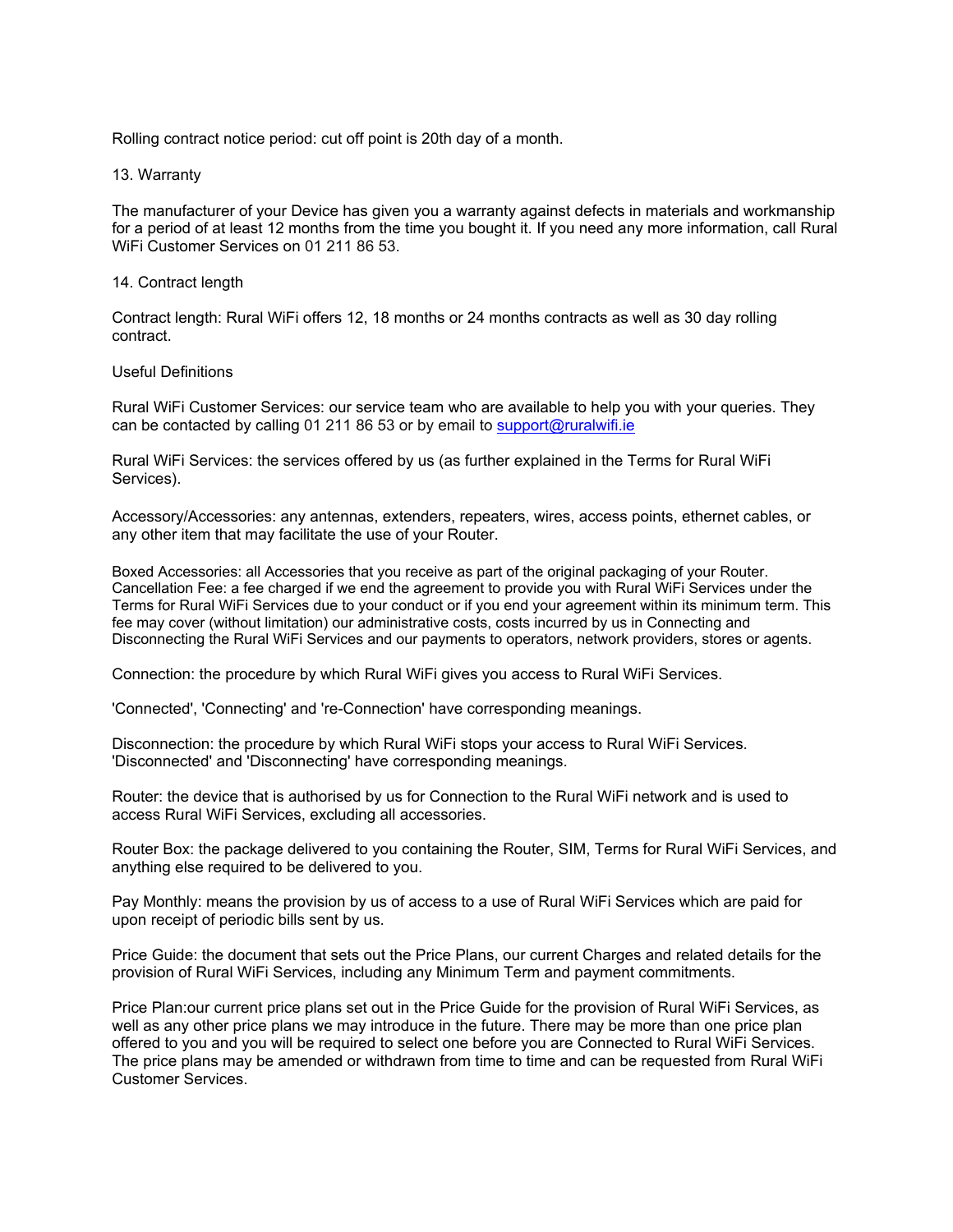Rolling contract notice period: cut off point is 20th day of a month.

## 13. Warranty

The manufacturer of your Device has given you a warranty against defects in materials and workmanship for a period of at least 12 months from the time you bought it. If you need any more information, call Rural WiFi Customer Services on 01 211 86 53.

## 14. Contract length

Contract length: Rural WiFi offers 12, 18 months or 24 months contracts as well as 30 day rolling contract.

## Useful Definitions

Rural WiFi Customer Services: our service team who are available to help you with your queries. They can be contacted by calling 01 211 86 53 or by email to support@ruralwifi.ie

Rural WiFi Services: the services offered by us (as further explained in the Terms for Rural WiFi Services).

Accessory/Accessories: any antennas, extenders, repeaters, wires, access points, ethernet cables, or any other item that may facilitate the use of your Router.

Boxed Accessories: all Accessories that you receive as part of the original packaging of your Router.
Cancellation Fee: a fee charged if we end the agreement to provide you with Rural WiFi Services under the Terms for Rural WiFi Services due to your conduct or if you end your agreement within its minimum term. This fee may cover (without limitation) our administrative costs, costs incurred by us in Connecting and Disconnecting the Rural WiFi Services and our payments to operators, network providers, stores or agents.

Connection: the procedure by which Rural WiFi gives you access to Rural WiFi Services.

'Connected', 'Connecting' and 're-Connection' have corresponding meanings.

Disconnection: the procedure by which Rural WiFi stops your access to Rural WiFi Services. 'Disconnected' and 'Disconnecting' have corresponding meanings.

Router: the device that is authorised by us for Connection to the Rural WiFi network and is used to access Rural WiFi Services, excluding all accessories.

Router Box: the package delivered to you containing the Router, SIM, Terms for Rural WiFi Services, and anything else required to be delivered to you.

Pay Monthly: means the provision by us of access to a use of Rural WiFi Services which are paid for upon receipt of periodic bills sent by us.

Price Guide: the document that sets out the Price Plans, our current Charges and related details for the provision of Rural WiFi Services, including any Minimum Term and payment commitments.

Price Plan:our current price plans set out in the Price Guide for the provision of Rural WiFi Services, as well as any other price plans we may introduce in the future. There may be more than one price plan offered to you and you will be required to select one before you are Connected to Rural WiFi Services. The price plans may be amended or withdrawn from time to time and can be requested from Rural WiFi Customer Services.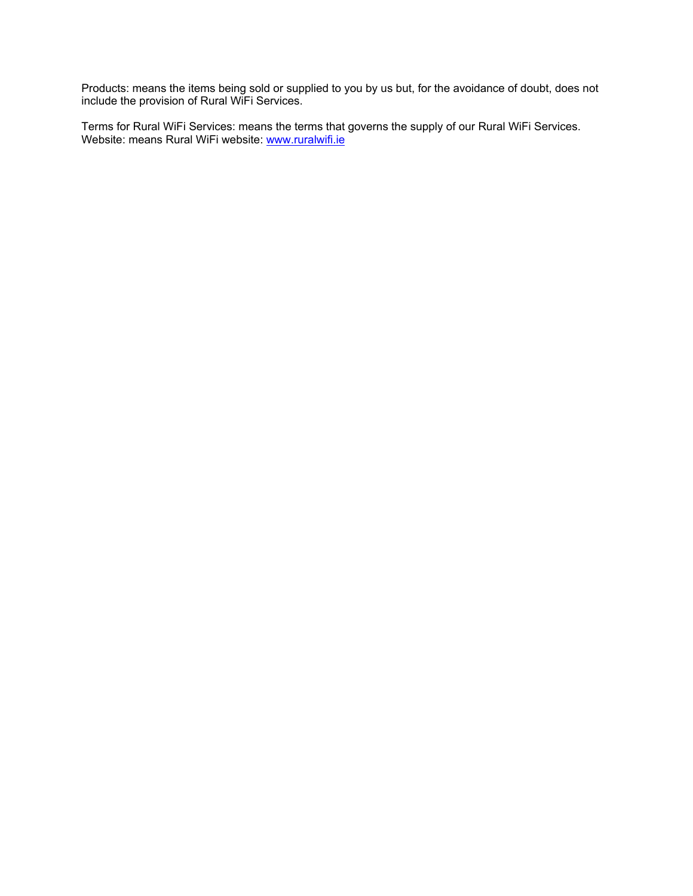Products: means the items being sold or supplied to you by us but, for the avoidance of doubt, does not include the provision of Rural WiFi Services.

Terms for Rural WiFi Services: means the terms that governs the supply of our Rural WiFi Services.
Website: means Rural WiFi website: [www.ruralwifi.ie](http://www.ruralwifi.ie)